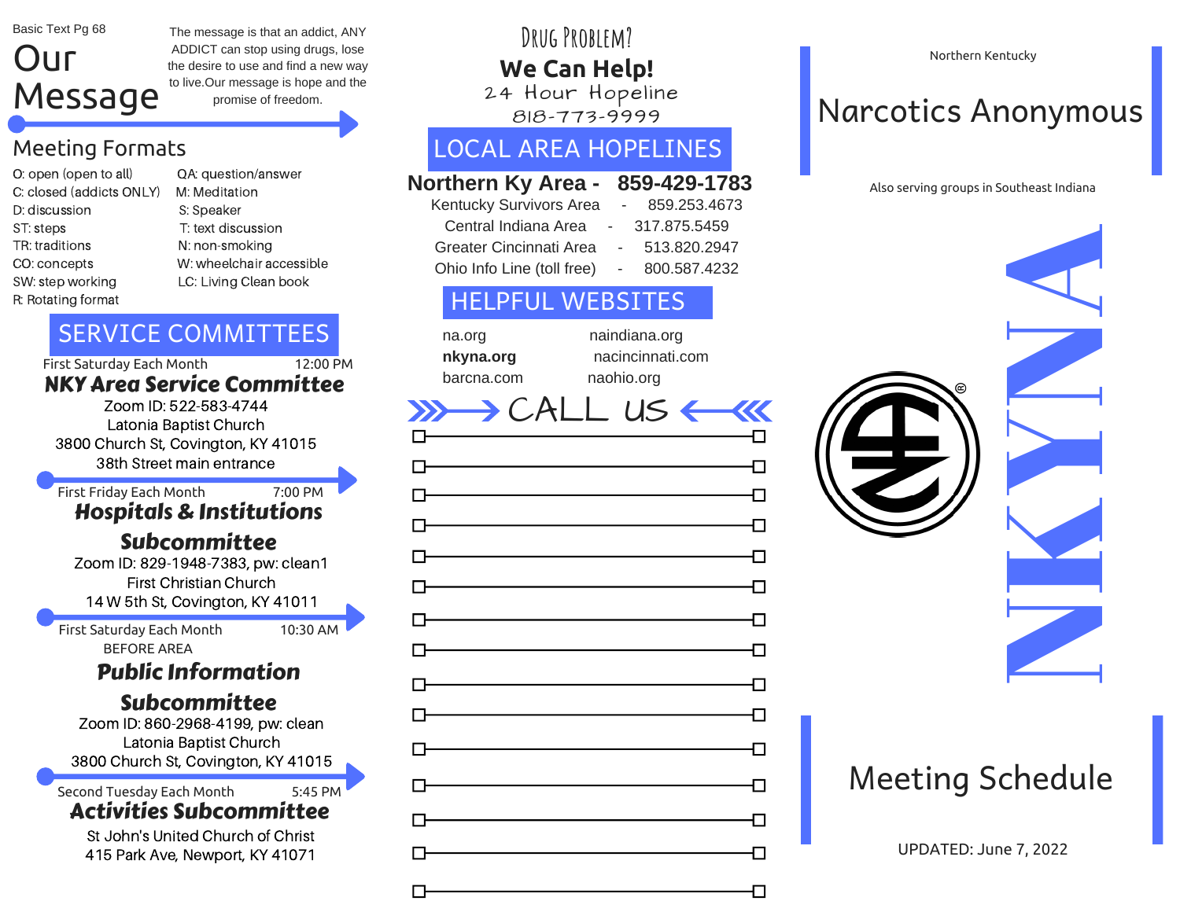Basic Text Pg 68

# Our Message

The message is that an addict, ANY ADDICT can stop using drugs, lose the desire to use and find a new way to live. Our message is hope and the promise of freedom.

## Meeting Formats

- O: open (open to all)
- C: closed (addicts ONLY)
- D: discussion
- ST: steps
- TR: traditions
- CO: concepts
- SW: step working
- R: Rotating format
- QA: question/answer
- M: Meditation
- S: Speaker
- T: text discussion
- N: non-smoking
- W: wheelchair accessible
- LC: Living Clean book

## SERVICE COMMITTEES

First Saturday Each Month 12:00 PM

**NKY Area Service Committee**

Zoom ID: 522-583-4744
Latonia Baptist Church
3800 Church St, Covington, KY 41015
38th Street main entrance

First Friday Each Month 7:00 PM

**Hospitals & Institutions Subcommittee**

Zoom ID: 829-1948-7383, pw: clean1
First Christian Church
14 W 5th St, Covington, KY 41011

First Saturday Each Month 10:30 AM
BEFORE AREA

**Public Information Subcommittee**

Zoom ID: 860-2968-4199, pw: clean
Latonia Baptist Church
3800 Church St, Covington, KY 41015

Second Tuesday Each Month 5:45 PM

**Activities Subcommittee**

St John's United Church of Christ
415 Park Ave, Newport, KY 41071

DRUG PROBLEM?

**We Can Help!**

24 Hour Hopeline
818-773-9999

## LOCAL AREA HOPELINES

**Northern Ky Area - 859-429-1783**

| | | |
|---|---|---|
| Kentucky Survivors Area | - | 859.253.4673 |
| Central Indiana Area | - | 317.875.5459 |
| Greater Cincinnati Area | - | 513.820.2947 |
| Ohio Info Line (toll free) | - | 800.587.4232 |

## HELPFUL WEBSITES

- na.org
- **nkyna.org**
- barcna.com
- naindiana.org
- nacincinnati.com
- naohio.org

CALL US

- [ ] ____________________
- [ ] ____________________
- [ ] ____________________
- [ ] ____________________
- [ ] ____________________
- [ ] ____________________
- [ ] ____________________
- [ ] ____________________
- [ ] ____________________
- [ ] ____________________
- [ ] ____________________
- [ ] ____________________
- [ ] ____________________
- [ ] ____________________
- [ ] ____________________

Northern Kentucky

# Narcotics Anonymous

Also serving groups in Southeast Indiana

NKYNA

# Meeting Schedule

UPDATED: June 7, 2022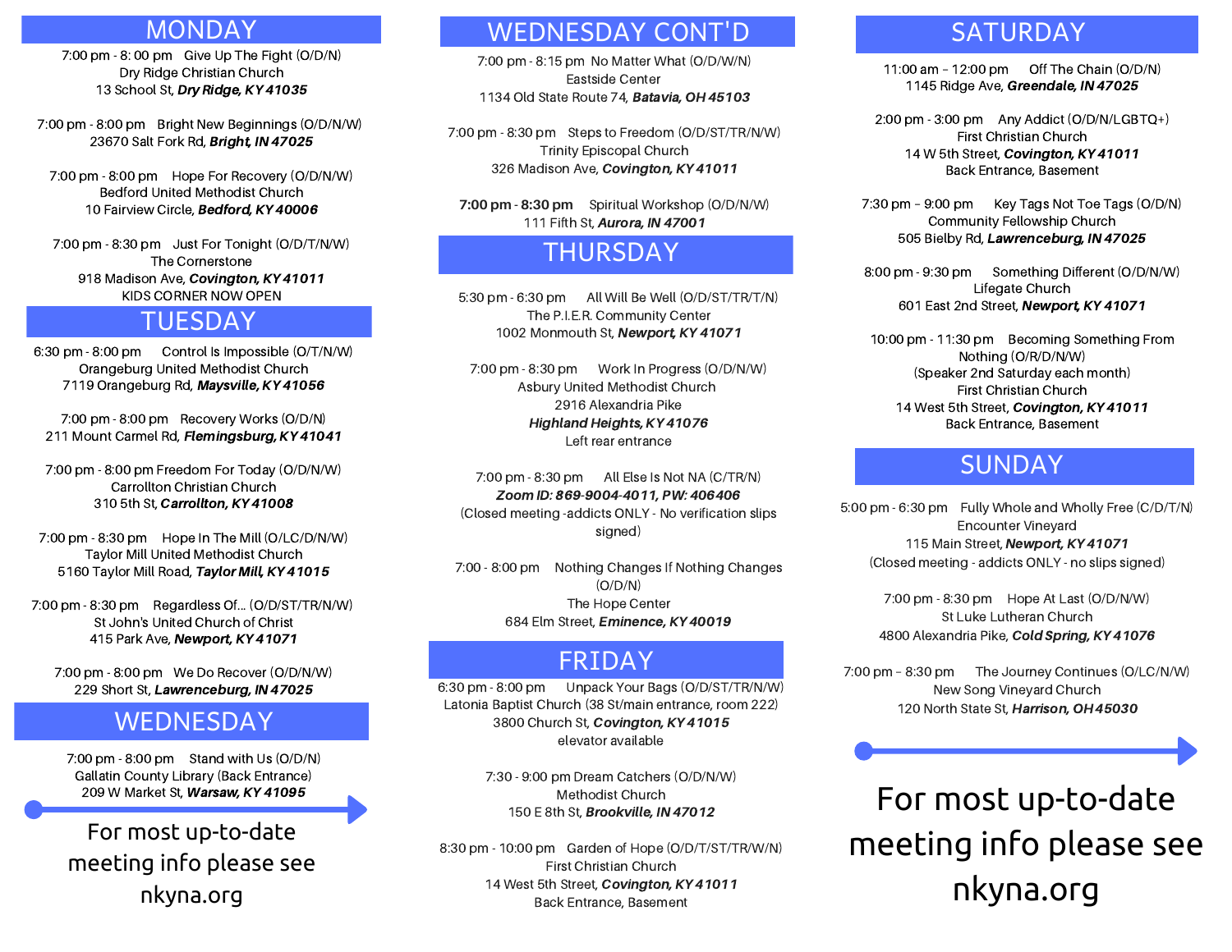## MONDAY

7:00 pm - 8: 00 pm Give Up The Fight (O/D/N)
Dry Ridge Christian Church
13 School St, ***Dry Ridge, KY 41035***

7:00 pm - 8:00 pm Bright New Beginnings (O/D/N/W)
23670 Salt Fork Rd, ***Bright, IN 47025***

7:00 pm - 8:00 pm Hope For Recovery (O/D/N/W)
Bedford United Methodist Church
10 Fairview Circle, ***Bedford, KY 40006***

7:00 pm - 8:30 pm Just For Tonight (O/D/T/N/W)
The Cornerstone
918 Madison Ave, ***Covington, KY 41011***
KIDS CORNER NOW OPEN

## TUESDAY

6:30 pm - 8:00 pm Control Is Impossible (O/T/N/W)
Orangeburg United Methodist Church
7119 Orangeburg Rd, ***Maysville, KY 41056***

7:00 pm - 8:00 pm Recovery Works (O/D/N)
211 Mount Carmel Rd, ***Flemingsburg, KY 41041***

7:00 pm - 8:00 pm Freedom For Today (O/D/N/W)
Carrollton Christian Church
310 5th St, ***Carrollton, KY 41008***

7:00 pm - 8:30 pm Hope In The Mill (O/LC/D/N/W)
Taylor Mill United Methodist Church
5160 Taylor Mill Road, ***Taylor Mill, KY 41015***

7:00 pm - 8:30 pm Regardless Of... (O/D/ST/TR/N/W)
St John's United Church of Christ
415 Park Ave, ***Newport, KY 41071***

7:00 pm - 8:00 pm We Do Recover (O/D/N/W)
229 Short St, ***Lawrenceburg, IN 47025***

## WEDNESDAY

7:00 pm - 8:00 pm Stand with Us (O/D/N)
Gallatin County Library (Back Entrance)
209 W Market St, ***Warsaw, KY 41095***

For most up-to-date meeting info please see nkyna.org

## WEDNESDAY CONT'D

7:00 pm - 8:15 pm No Matter What (O/D/W/N)
Eastside Center
1134 Old State Route 74, ***Batavia, OH 45103***

7:00 pm - 8:30 pm Steps to Freedom (O/D/ST/TR/N/W)
Trinity Episcopal Church
326 Madison Ave, ***Covington, KY 41011***

**7:00 pm - 8:30 pm** Spiritual Workshop (O/D/N/W)
111 Fifth St, ***Aurora, IN 47001***

## THURSDAY

5:30 pm - 6:30 pm All Will Be Well (O/D/ST/TR/T/N)
The P.I.E.R. Community Center
1002 Monmouth St, ***Newport, KY 41071***

7:00 pm - 8:30 pm Work In Progress (O/D/N/W)
Asbury United Methodist Church
2916 Alexandria Pike
***Highland Heights, KY 41076***
Left rear entrance

7:00 pm - 8:30 pm All Else Is Not NA (C/TR/N)
***Zoom ID: 869-9004-4011, PW: 406406***
(Closed meeting -addicts ONLY - No verification slips signed)

7:00 - 8:00 pm Nothing Changes If Nothing Changes (O/D/N)
The Hope Center
684 Elm Street, ***Eminence, KY 40019***

## FRIDAY

6:30 pm - 8:00 pm Unpack Your Bags (O/D/ST/TR/N/W)
Latonia Baptist Church (38 St/main entrance, room 222)
3800 Church St, ***Covington, KY 41015***
elevator available

7:30 - 9:00 pm Dream Catchers (O/D/N/W)
Methodist Church
150 E 8th St, ***Brookville, IN 47012***

8:30 pm - 10:00 pm Garden of Hope (O/D/T/ST/TR/W/N)
First Christian Church
14 West 5th Street, ***Covington, KY 41011***
Back Entrance, Basement

## SATURDAY

11:00 am – 12:00 pm Off The Chain (O/D/N)
1145 Ridge Ave, ***Greendale, IN 47025***

2:00 pm - 3:00 pm Any Addict (O/D/N/LGBTQ+)
First Christian Church
14 W 5th Street, ***Covington, KY 41011***
Back Entrance, Basement

7:30 pm – 9:00 pm Key Tags Not Toe Tags (O/D/N)
Community Fellowship Church
505 Bielby Rd, ***Lawrenceburg, IN 47025***

8:00 pm - 9:30 pm Something Different (O/D/N/W)
Lifegate Church
601 East 2nd Street, ***Newport, KY 41071***

10:00 pm - 11:30 pm Becoming Something From Nothing (O/R/D/N/W)
(Speaker 2nd Saturday each month)
First Christian Church
14 West 5th Street, ***Covington, KY 41011***
Back Entrance, Basement

## SUNDAY

5:00 pm - 6:30 pm Fully Whole and Wholly Free (C/D/T/N)
Encounter Vineyard
115 Main Street, ***Newport, KY 41071***
(Closed meeting - addicts ONLY - no slips signed)

7:00 pm - 8:30 pm Hope At Last (O/D/N/W)
St Luke Lutheran Church
4800 Alexandria Pike, ***Cold Spring, KY 41076***

7:00 pm – 8:30 pm The Journey Continues (O/LC/N/W)
New Song Vineyard Church
120 North State St, ***Harrison, OH 45030***

For most up-to-date meeting info please see nkyna.org